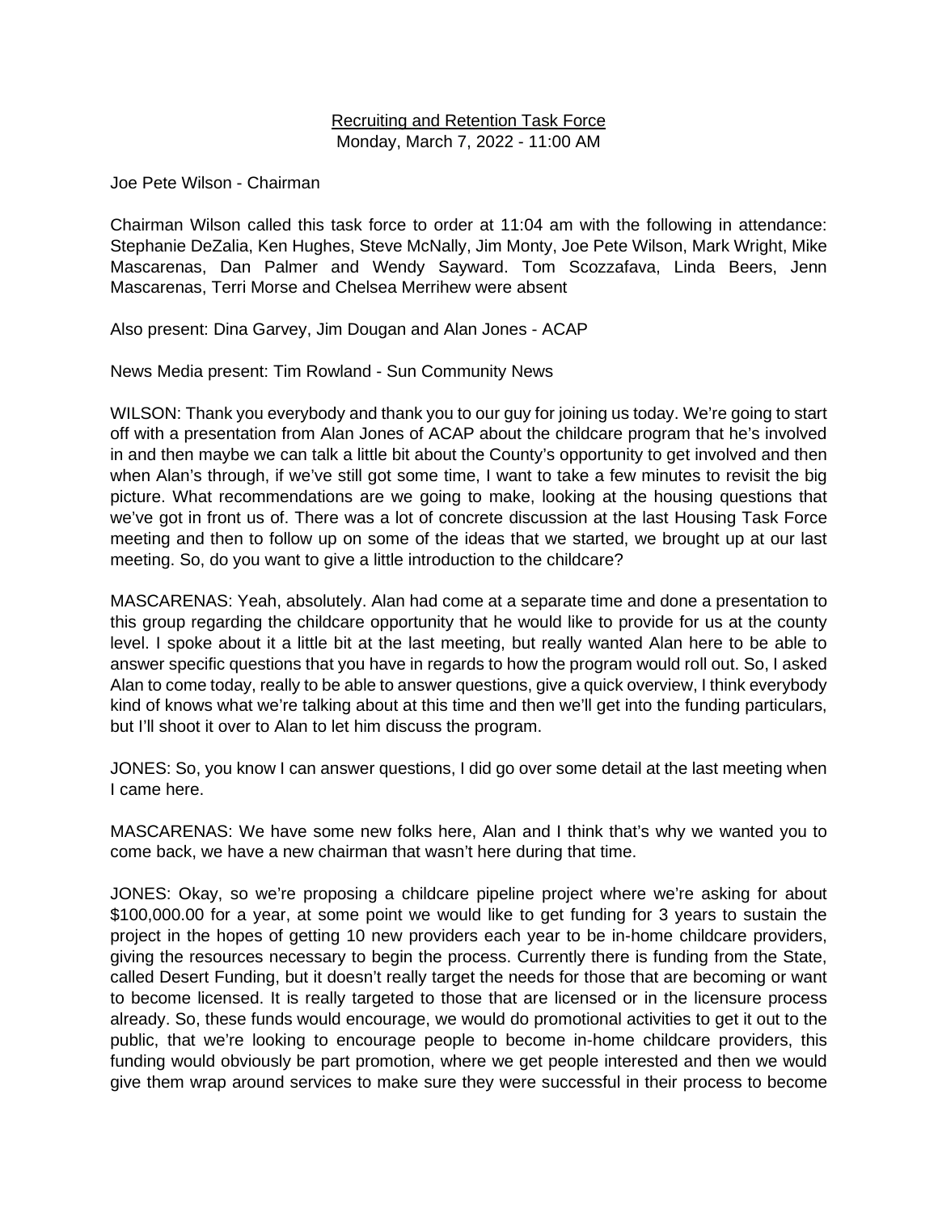<u>Recruiting and Retention Task Force</u>
Monday, March 7, 2022 - 11:00 AM

Joe Pete Wilson - Chairman

Chairman Wilson called this task force to order at 11:04 am with the following in attendance: Stephanie DeZalia, Ken Hughes, Steve McNally, Jim Monty, Joe Pete Wilson, Mark Wright, Mike Mascarenas, Dan Palmer and Wendy Sayward. Tom Scozzafava, Linda Beers, Jenn Mascarenas, Terri Morse and Chelsea Merrihew were absent

Also present: Dina Garvey, Jim Dougan and Alan Jones - ACAP

News Media present: Tim Rowland - Sun Community News

WILSON: Thank you everybody and thank you to our guy for joining us today. We're going to start off with a presentation from Alan Jones of ACAP about the childcare program that he's involved in and then maybe we can talk a little bit about the County's opportunity to get involved and then when Alan's through, if we've still got some time, I want to take a few minutes to revisit the big picture. What recommendations are we going to make, looking at the housing questions that we've got in front us of. There was a lot of concrete discussion at the last Housing Task Force meeting and then to follow up on some of the ideas that we started, we brought up at our last meeting. So, do you want to give a little introduction to the childcare?

MASCARENAS: Yeah, absolutely. Alan had come at a separate time and done a presentation to this group regarding the childcare opportunity that he would like to provide for us at the county level. I spoke about it a little bit at the last meeting, but really wanted Alan here to be able to answer specific questions that you have in regards to how the program would roll out. So, I asked Alan to come today, really to be able to answer questions, give a quick overview, I think everybody kind of knows what we're talking about at this time and then we'll get into the funding particulars, but I'll shoot it over to Alan to let him discuss the program.

JONES: So, you know I can answer questions, I did go over some detail at the last meeting when I came here.

MASCARENAS: We have some new folks here, Alan and I think that's why we wanted you to come back, we have a new chairman that wasn't here during that time.

JONES: Okay, so we're proposing a childcare pipeline project where we're asking for about $100,000.00 for a year, at some point we would like to get funding for 3 years to sustain the project in the hopes of getting 10 new providers each year to be in-home childcare providers, giving the resources necessary to begin the process. Currently there is funding from the State, called Desert Funding, but it doesn't really target the needs for those that are becoming or want to become licensed. It is really targeted to those that are licensed or in the licensure process already. So, these funds would encourage, we would do promotional activities to get it out to the public, that we're looking to encourage people to become in-home childcare providers, this funding would obviously be part promotion, where we get people interested and then we would give them wrap around services to make sure they were successful in their process to become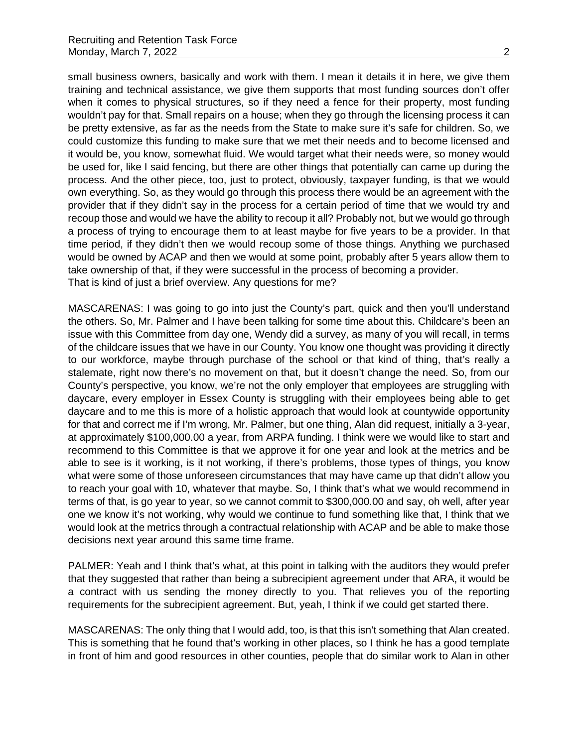small business owners, basically and work with them. I mean it details it in here, we give them training and technical assistance, we give them supports that most funding sources don't offer when it comes to physical structures, so if they need a fence for their property, most funding wouldn't pay for that. Small repairs on a house; when they go through the licensing process it can be pretty extensive, as far as the needs from the State to make sure it's safe for children. So, we could customize this funding to make sure that we met their needs and to become licensed and it would be, you know, somewhat fluid. We would target what their needs were, so money would be used for, like I said fencing, but there are other things that potentially can came up during the process. And the other piece, too, just to protect, obviously, taxpayer funding, is that we would own everything. So, as they would go through this process there would be an agreement with the provider that if they didn't say in the process for a certain period of time that we would try and recoup those and would we have the ability to recoup it all? Probably not, but we would go through a process of trying to encourage them to at least maybe for five years to be a provider. In that time period, if they didn't then we would recoup some of those things. Anything we purchased would be owned by ACAP and then we would at some point, probably after 5 years allow them to take ownership of that, if they were successful in the process of becoming a provider.
That is kind of just a brief overview. Any questions for me?

MASCARENAS: I was going to go into just the County's part, quick and then you'll understand the others. So, Mr. Palmer and I have been talking for some time about this. Childcare's been an issue with this Committee from day one, Wendy did a survey, as many of you will recall, in terms of the childcare issues that we have in our County. You know one thought was providing it directly to our workforce, maybe through purchase of the school or that kind of thing, that's really a stalemate, right now there's no movement on that, but it doesn't change the need. So, from our County's perspective, you know, we're not the only employer that employees are struggling with daycare, every employer in Essex County is struggling with their employees being able to get daycare and to me this is more of a holistic approach that would look at countywide opportunity for that and correct me if I'm wrong, Mr. Palmer, but one thing, Alan did request, initially a 3-year, at approximately $100,000.00 a year, from ARPA funding. I think were we would like to start and recommend to this Committee is that we approve it for one year and look at the metrics and be able to see is it working, is it not working, if there's problems, those types of things, you know what were some of those unforeseen circumstances that may have came up that didn't allow you to reach your goal with 10, whatever that maybe. So, I think that's what we would recommend in terms of that, is go year to year, so we cannot commit to $300,000.00 and say, oh well, after year one we know it's not working, why would we continue to fund something like that, I think that we would look at the metrics through a contractual relationship with ACAP and be able to make those decisions next year around this same time frame.

PALMER: Yeah and I think that's what, at this point in talking with the auditors they would prefer that they suggested that rather than being a subrecipient agreement under that ARA, it would be a contract with us sending the money directly to you. That relieves you of the reporting requirements for the subrecipient agreement. But, yeah, I think if we could get started there.

MASCARENAS: The only thing that I would add, too, is that this isn't something that Alan created. This is something that he found that's working in other places, so I think he has a good template in front of him and good resources in other counties, people that do similar work to Alan in other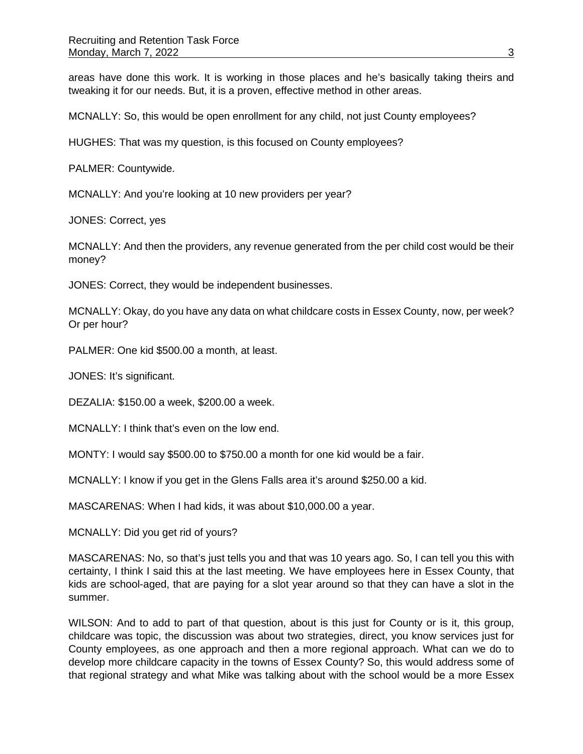areas have done this work. It is working in those places and he's basically taking theirs and tweaking it for our needs. But, it is a proven, effective method in other areas.

MCNALLY: So, this would be open enrollment for any child, not just County employees?

HUGHES: That was my question, is this focused on County employees?

PALMER: Countywide.

MCNALLY: And you're looking at 10 new providers per year?

JONES: Correct, yes

MCNALLY: And then the providers, any revenue generated from the per child cost would be their money?

JONES: Correct, they would be independent businesses.

MCNALLY: Okay, do you have any data on what childcare costs in Essex County, now, per week? Or per hour?

PALMER: One kid $500.00 a month, at least.

JONES: It's significant.

DEZALIA: $150.00 a week, $200.00 a week.

MCNALLY: I think that's even on the low end.

MONTY: I would say $500.00 to $750.00 a month for one kid would be a fair.

MCNALLY: I know if you get in the Glens Falls area it's around $250.00 a kid.

MASCARENAS: When I had kids, it was about $10,000.00 a year.

MCNALLY: Did you get rid of yours?

MASCARENAS: No, so that's just tells you and that was 10 years ago. So, I can tell you this with certainty, I think I said this at the last meeting. We have employees here in Essex County, that kids are school-aged, that are paying for a slot year around so that they can have a slot in the summer.

WILSON: And to add to part of that question, about is this just for County or is it, this group, childcare was topic, the discussion was about two strategies, direct, you know services just for County employees, as one approach and then a more regional approach. What can we do to develop more childcare capacity in the towns of Essex County? So, this would address some of that regional strategy and what Mike was talking about with the school would be a more Essex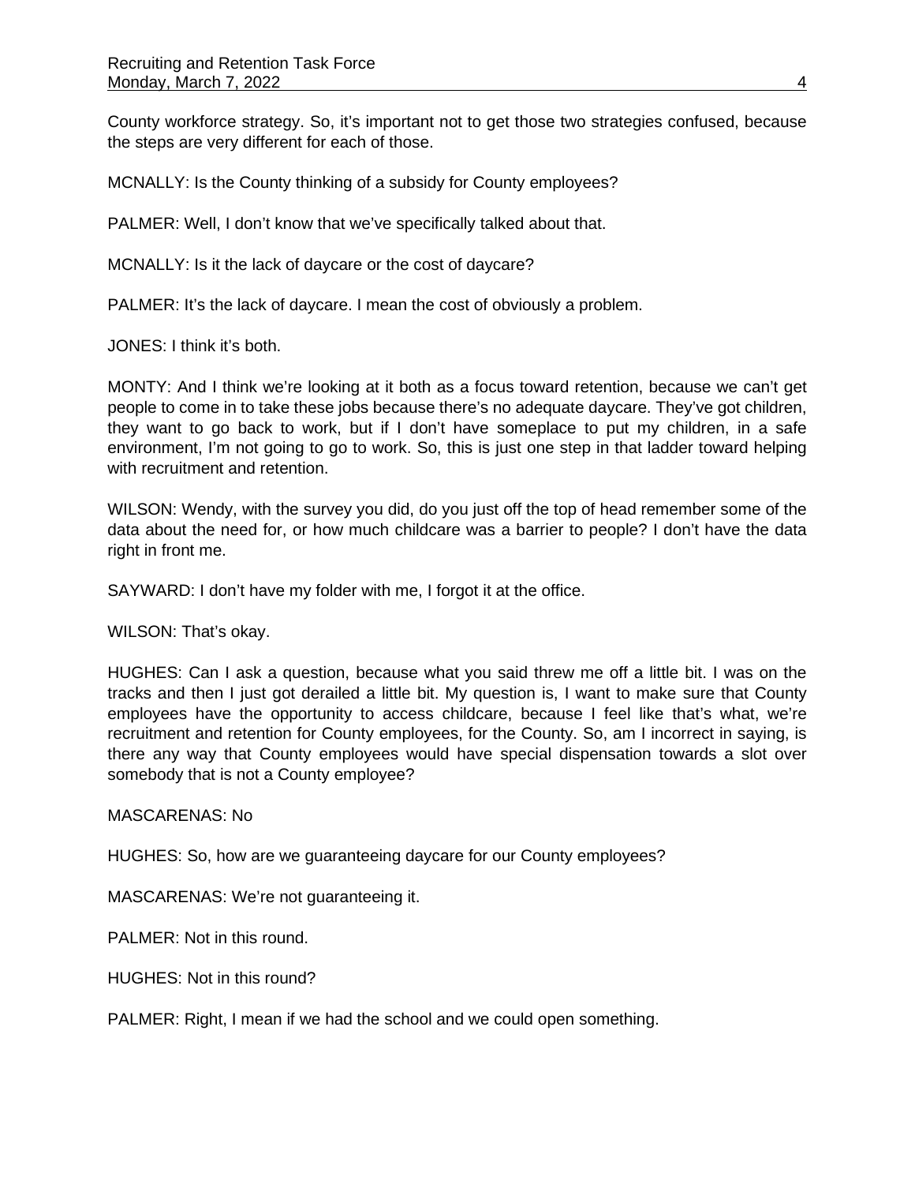County workforce strategy. So, it's important not to get those two strategies confused, because the steps are very different for each of those.

MCNALLY: Is the County thinking of a subsidy for County employees?

PALMER: Well, I don't know that we've specifically talked about that.

MCNALLY: Is it the lack of daycare or the cost of daycare?

PALMER: It's the lack of daycare. I mean the cost of obviously a problem.

JONES: I think it's both.

MONTY: And I think we're looking at it both as a focus toward retention, because we can't get people to come in to take these jobs because there's no adequate daycare. They've got children, they want to go back to work, but if I don't have someplace to put my children, in a safe environment, I'm not going to go to work. So, this is just one step in that ladder toward helping with recruitment and retention.

WILSON: Wendy, with the survey you did, do you just off the top of head remember some of the data about the need for, or how much childcare was a barrier to people? I don't have the data right in front me.

SAYWARD: I don't have my folder with me, I forgot it at the office.

WILSON: That's okay.

HUGHES: Can I ask a question, because what you said threw me off a little bit. I was on the tracks and then I just got derailed a little bit. My question is, I want to make sure that County employees have the opportunity to access childcare, because I feel like that's what, we're recruitment and retention for County employees, for the County. So, am I incorrect in saying, is there any way that County employees would have special dispensation towards a slot over somebody that is not a County employee?

MASCARENAS: No

HUGHES: So, how are we guaranteeing daycare for our County employees?

MASCARENAS: We're not guaranteeing it.

PALMER: Not in this round.

HUGHES: Not in this round?

PALMER: Right, I mean if we had the school and we could open something.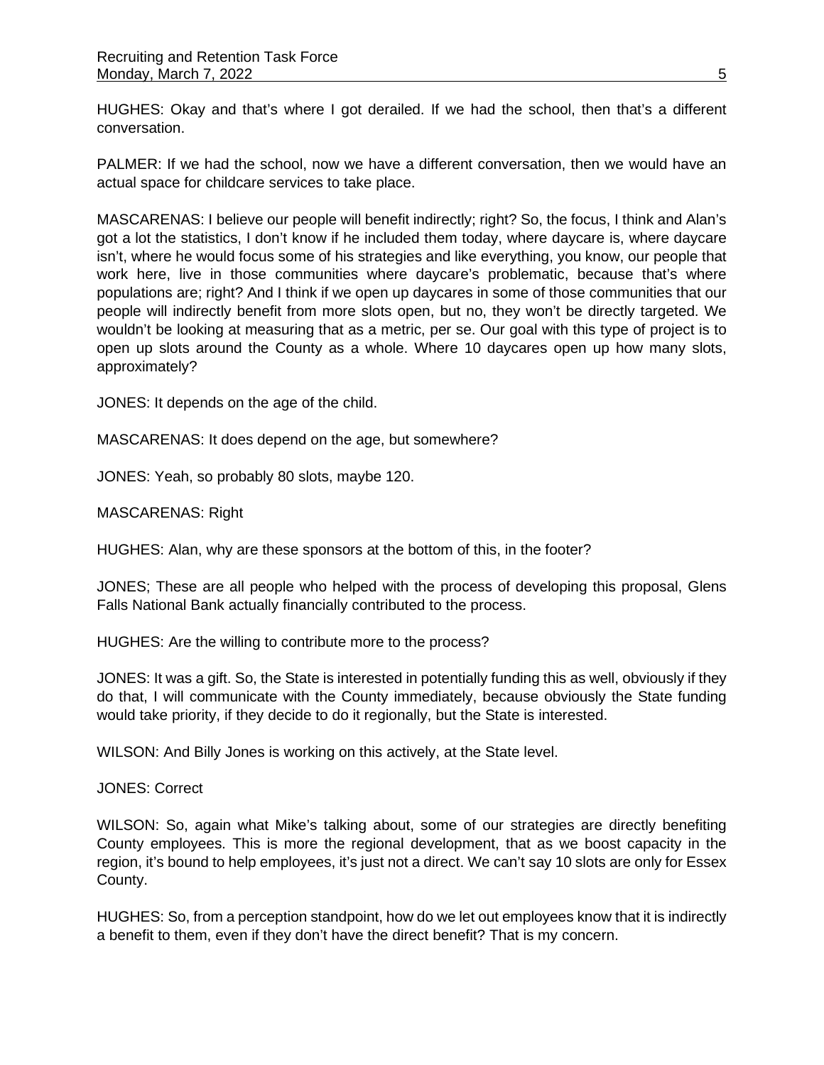HUGHES: Okay and that's where I got derailed. If we had the school, then that's a different conversation.

PALMER: If we had the school, now we have a different conversation, then we would have an actual space for childcare services to take place.

MASCARENAS: I believe our people will benefit indirectly; right? So, the focus, I think and Alan's got a lot the statistics, I don't know if he included them today, where daycare is, where daycare isn't, where he would focus some of his strategies and like everything, you know, our people that work here, live in those communities where daycare's problematic, because that's where populations are; right? And I think if we open up daycares in some of those communities that our people will indirectly benefit from more slots open, but no, they won't be directly targeted. We wouldn't be looking at measuring that as a metric, per se. Our goal with this type of project is to open up slots around the County as a whole. Where 10 daycares open up how many slots, approximately?

JONES: It depends on the age of the child.

MASCARENAS: It does depend on the age, but somewhere?

JONES: Yeah, so probably 80 slots, maybe 120.

MASCARENAS: Right

HUGHES: Alan, why are these sponsors at the bottom of this, in the footer?

JONES; These are all people who helped with the process of developing this proposal, Glens Falls National Bank actually financially contributed to the process.

HUGHES: Are the willing to contribute more to the process?

JONES: It was a gift. So, the State is interested in potentially funding this as well, obviously if they do that, I will communicate with the County immediately, because obviously the State funding would take priority, if they decide to do it regionally, but the State is interested.

WILSON: And Billy Jones is working on this actively, at the State level.

JONES: Correct

WILSON: So, again what Mike's talking about, some of our strategies are directly benefiting County employees. This is more the regional development, that as we boost capacity in the region, it's bound to help employees, it's just not a direct. We can't say 10 slots are only for Essex County.

HUGHES: So, from a perception standpoint, how do we let out employees know that it is indirectly a benefit to them, even if they don't have the direct benefit? That is my concern.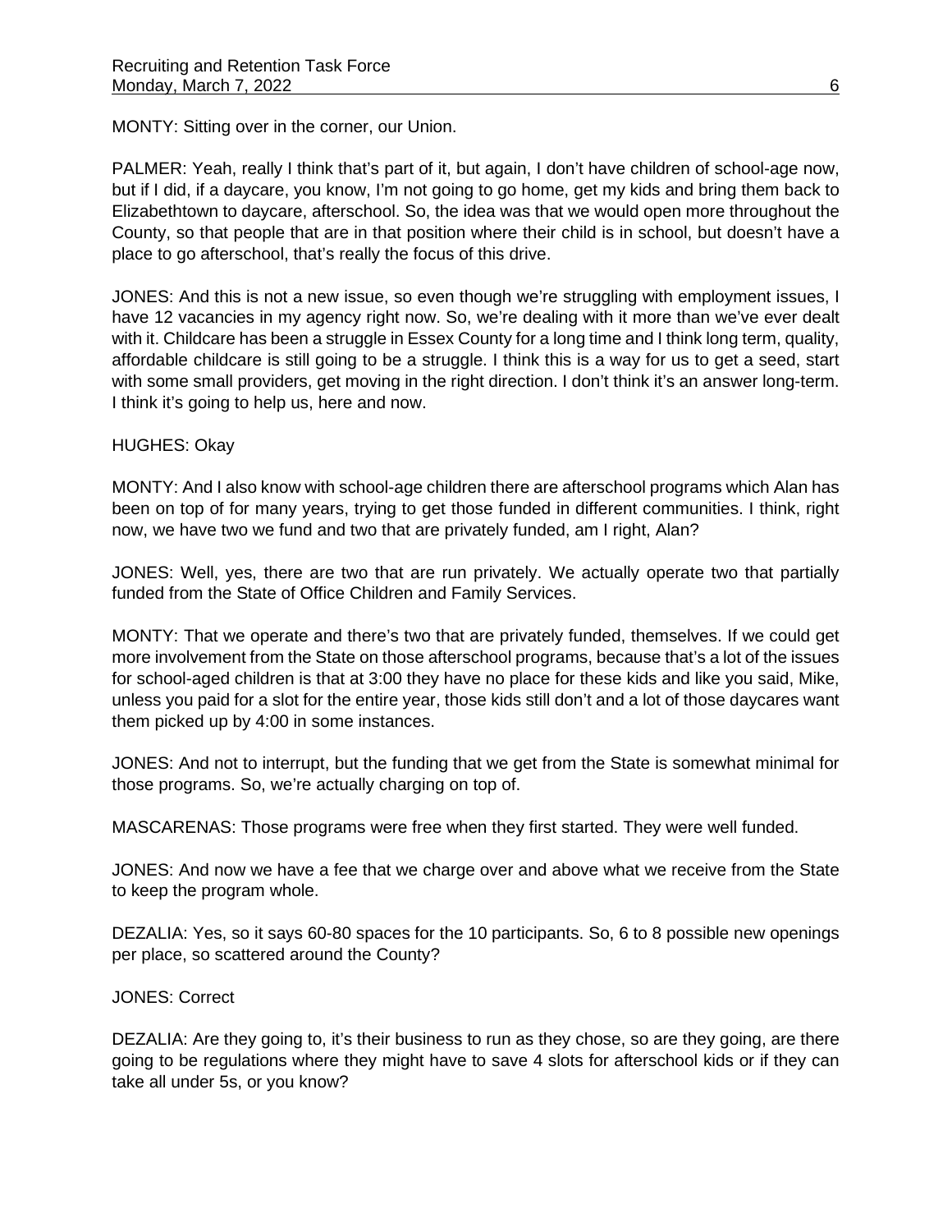MONTY: Sitting over in the corner, our Union.

PALMER: Yeah, really I think that's part of it, but again, I don't have children of school-age now, but if I did, if a daycare, you know, I'm not going to go home, get my kids and bring them back to Elizabethtown to daycare, afterschool. So, the idea was that we would open more throughout the County, so that people that are in that position where their child is in school, but doesn't have a place to go afterschool, that's really the focus of this drive.

JONES: And this is not a new issue, so even though we're struggling with employment issues, I have 12 vacancies in my agency right now. So, we're dealing with it more than we've ever dealt with it. Childcare has been a struggle in Essex County for a long time and I think long term, quality, affordable childcare is still going to be a struggle. I think this is a way for us to get a seed, start with some small providers, get moving in the right direction. I don't think it's an answer long-term. I think it's going to help us, here and now.

HUGHES: Okay

MONTY: And I also know with school-age children there are afterschool programs which Alan has been on top of for many years, trying to get those funded in different communities. I think, right now, we have two we fund and two that are privately funded, am I right, Alan?

JONES: Well, yes, there are two that are run privately. We actually operate two that partially funded from the State of Office Children and Family Services.

MONTY: That we operate and there's two that are privately funded, themselves. If we could get more involvement from the State on those afterschool programs, because that's a lot of the issues for school-aged children is that at 3:00 they have no place for these kids and like you said, Mike, unless you paid for a slot for the entire year, those kids still don't and a lot of those daycares want them picked up by 4:00 in some instances.

JONES: And not to interrupt, but the funding that we get from the State is somewhat minimal for those programs. So, we're actually charging on top of.

MASCARENAS: Those programs were free when they first started. They were well funded.

JONES: And now we have a fee that we charge over and above what we receive from the State to keep the program whole.

DEZALIA: Yes, so it says 60-80 spaces for the 10 participants. So, 6 to 8 possible new openings per place, so scattered around the County?

JONES: Correct

DEZALIA: Are they going to, it's their business to run as they chose, so are they going, are there going to be regulations where they might have to save 4 slots for afterschool kids or if they can take all under 5s, or you know?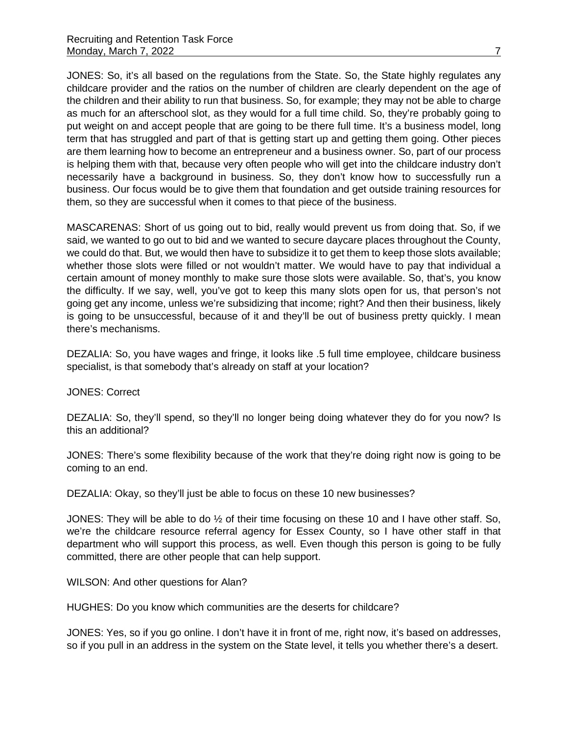JONES: So, it's all based on the regulations from the State. So, the State highly regulates any childcare provider and the ratios on the number of children are clearly dependent on the age of the children and their ability to run that business. So, for example; they may not be able to charge as much for an afterschool slot, as they would for a full time child. So, they're probably going to put weight on and accept people that are going to be there full time. It's a business model, long term that has struggled and part of that is getting start up and getting them going. Other pieces are them learning how to become an entrepreneur and a business owner. So, part of our process is helping them with that, because very often people who will get into the childcare industry don't necessarily have a background in business. So, they don't know how to successfully run a business. Our focus would be to give them that foundation and get outside training resources for them, so they are successful when it comes to that piece of the business.

MASCARENAS: Short of us going out to bid, really would prevent us from doing that. So, if we said, we wanted to go out to bid and we wanted to secure daycare places throughout the County, we could do that. But, we would then have to subsidize it to get them to keep those slots available; whether those slots were filled or not wouldn't matter. We would have to pay that individual a certain amount of money monthly to make sure those slots were available. So, that's, you know the difficulty. If we say, well, you've got to keep this many slots open for us, that person's not going get any income, unless we're subsidizing that income; right? And then their business, likely is going to be unsuccessful, because of it and they'll be out of business pretty quickly. I mean there's mechanisms.

DEZALIA: So, you have wages and fringe, it looks like .5 full time employee, childcare business specialist, is that somebody that's already on staff at your location?

JONES: Correct

DEZALIA: So, they'll spend, so they'll no longer being doing whatever they do for you now? Is this an additional?

JONES: There's some flexibility because of the work that they're doing right now is going to be coming to an end.

DEZALIA: Okay, so they'll just be able to focus on these 10 new businesses?

JONES: They will be able to do ½ of their time focusing on these 10 and I have other staff. So, we're the childcare resource referral agency for Essex County, so I have other staff in that department who will support this process, as well. Even though this person is going to be fully committed, there are other people that can help support.

WILSON: And other questions for Alan?

HUGHES: Do you know which communities are the deserts for childcare?

JONES: Yes, so if you go online. I don't have it in front of me, right now, it's based on addresses, so if you pull in an address in the system on the State level, it tells you whether there's a desert.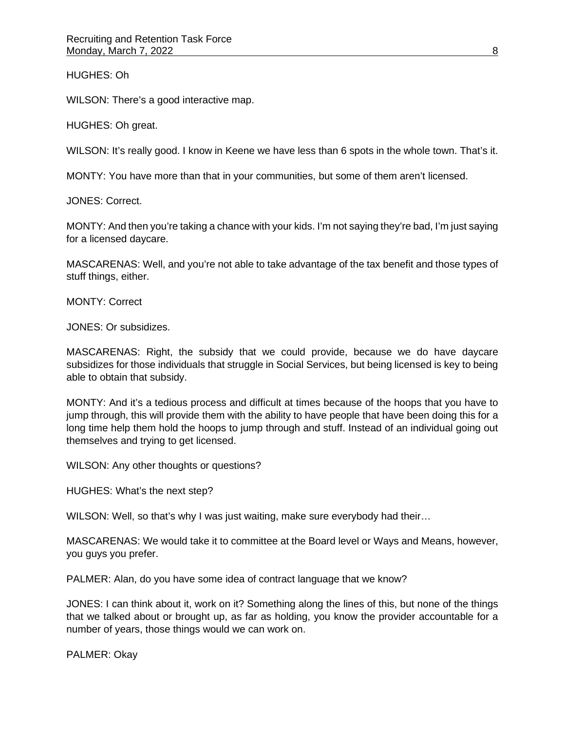HUGHES: Oh

WILSON: There's a good interactive map.

HUGHES: Oh great.

WILSON: It's really good. I know in Keene we have less than 6 spots in the whole town. That's it.

MONTY: You have more than that in your communities, but some of them aren't licensed.

JONES: Correct.

MONTY: And then you're taking a chance with your kids. I'm not saying they're bad, I'm just saying for a licensed daycare.

MASCARENAS: Well, and you're not able to take advantage of the tax benefit and those types of stuff things, either.

MONTY: Correct

JONES: Or subsidizes.

MASCARENAS: Right, the subsidy that we could provide, because we do have daycare subsidizes for those individuals that struggle in Social Services, but being licensed is key to being able to obtain that subsidy.

MONTY: And it's a tedious process and difficult at times because of the hoops that you have to jump through, this will provide them with the ability to have people that have been doing this for a long time help them hold the hoops to jump through and stuff. Instead of an individual going out themselves and trying to get licensed.

WILSON: Any other thoughts or questions?

HUGHES: What's the next step?

WILSON: Well, so that's why I was just waiting, make sure everybody had their…

MASCARENAS: We would take it to committee at the Board level or Ways and Means, however, you guys you prefer.

PALMER: Alan, do you have some idea of contract language that we know?

JONES: I can think about it, work on it? Something along the lines of this, but none of the things that we talked about or brought up, as far as holding, you know the provider accountable for a number of years, those things would we can work on.

PALMER: Okay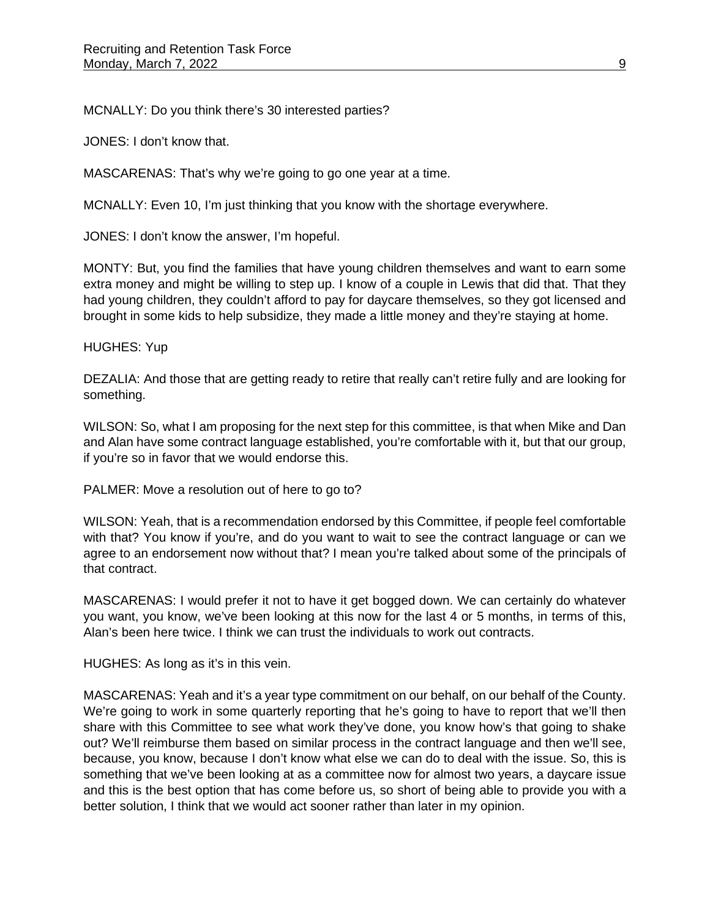MCNALLY: Do you think there's 30 interested parties?

JONES: I don't know that.

MASCARENAS: That's why we're going to go one year at a time.

MCNALLY: Even 10, I'm just thinking that you know with the shortage everywhere.

JONES: I don't know the answer, I'm hopeful.

MONTY: But, you find the families that have young children themselves and want to earn some extra money and might be willing to step up. I know of a couple in Lewis that did that. That they had young children, they couldn't afford to pay for daycare themselves, so they got licensed and brought in some kids to help subsidize, they made a little money and they're staying at home.

HUGHES: Yup

DEZALIA: And those that are getting ready to retire that really can't retire fully and are looking for something.

WILSON: So, what I am proposing for the next step for this committee, is that when Mike and Dan and Alan have some contract language established, you're comfortable with it, but that our group, if you're so in favor that we would endorse this.

PALMER: Move a resolution out of here to go to?

WILSON: Yeah, that is a recommendation endorsed by this Committee, if people feel comfortable with that? You know if you're, and do you want to wait to see the contract language or can we agree to an endorsement now without that? I mean you're talked about some of the principals of that contract.

MASCARENAS: I would prefer it not to have it get bogged down. We can certainly do whatever you want, you know, we've been looking at this now for the last 4 or 5 months, in terms of this, Alan's been here twice. I think we can trust the individuals to work out contracts.

HUGHES: As long as it's in this vein.

MASCARENAS: Yeah and it's a year type commitment on our behalf, on our behalf of the County. We're going to work in some quarterly reporting that he's going to have to report that we'll then share with this Committee to see what work they've done, you know how's that going to shake out? We'll reimburse them based on similar process in the contract language and then we'll see, because, you know, because I don't know what else we can do to deal with the issue. So, this is something that we've been looking at as a committee now for almost two years, a daycare issue and this is the best option that has come before us, so short of being able to provide you with a better solution, I think that we would act sooner rather than later in my opinion.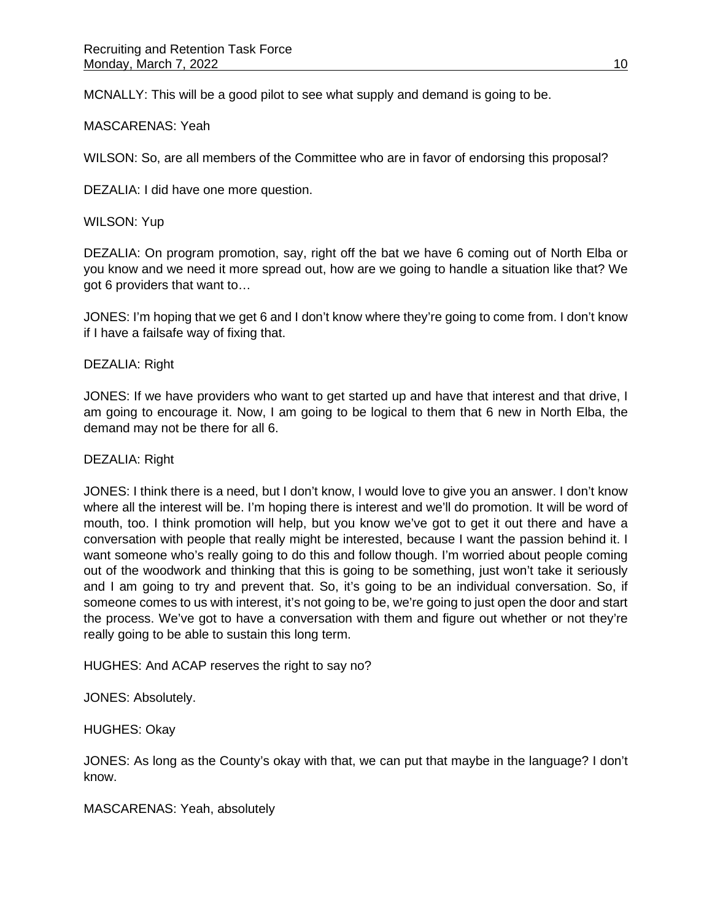MCNALLY: This will be a good pilot to see what supply and demand is going to be.

MASCARENAS: Yeah

WILSON: So, are all members of the Committee who are in favor of endorsing this proposal?

DEZALIA: I did have one more question.

WILSON: Yup

DEZALIA: On program promotion, say, right off the bat we have 6 coming out of North Elba or you know and we need it more spread out, how are we going to handle a situation like that? We got 6 providers that want to…

JONES: I'm hoping that we get 6 and I don't know where they're going to come from. I don't know if I have a failsafe way of fixing that.

DEZALIA: Right

JONES: If we have providers who want to get started up and have that interest and that drive, I am going to encourage it. Now, I am going to be logical to them that 6 new in North Elba, the demand may not be there for all 6.

DEZALIA: Right

JONES: I think there is a need, but I don't know, I would love to give you an answer. I don't know where all the interest will be. I'm hoping there is interest and we'll do promotion. It will be word of mouth, too. I think promotion will help, but you know we've got to get it out there and have a conversation with people that really might be interested, because I want the passion behind it. I want someone who's really going to do this and follow though. I'm worried about people coming out of the woodwork and thinking that this is going to be something, just won't take it seriously and I am going to try and prevent that. So, it's going to be an individual conversation. So, if someone comes to us with interest, it's not going to be, we're going to just open the door and start the process. We've got to have a conversation with them and figure out whether or not they're really going to be able to sustain this long term.

HUGHES: And ACAP reserves the right to say no?

JONES: Absolutely.

HUGHES: Okay

JONES: As long as the County's okay with that, we can put that maybe in the language? I don't know.

MASCARENAS: Yeah, absolutely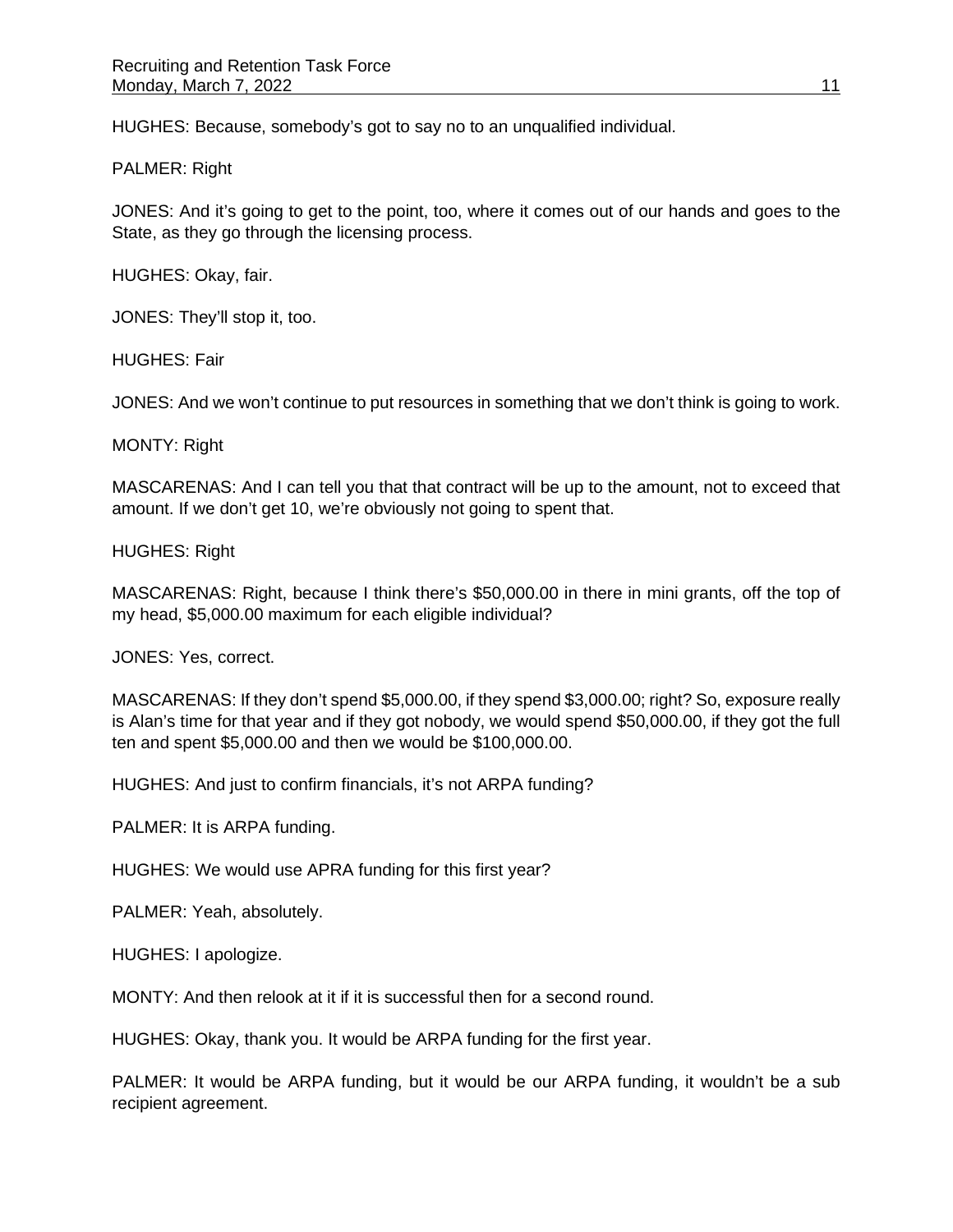HUGHES: Because, somebody's got to say no to an unqualified individual.

PALMER: Right

JONES: And it's going to get to the point, too, where it comes out of our hands and goes to the State, as they go through the licensing process.

HUGHES: Okay, fair.

JONES: They'll stop it, too.

HUGHES: Fair

JONES: And we won't continue to put resources in something that we don't think is going to work.

MONTY: Right

MASCARENAS: And I can tell you that that contract will be up to the amount, not to exceed that amount. If we don't get 10, we're obviously not going to spent that.

HUGHES: Right

MASCARENAS: Right, because I think there's $50,000.00 in there in mini grants, off the top of my head, $5,000.00 maximum for each eligible individual?

JONES: Yes, correct.

MASCARENAS: If they don't spend $5,000.00, if they spend $3,000.00; right? So, exposure really is Alan's time for that year and if they got nobody, we would spend $50,000.00, if they got the full ten and spent $5,000.00 and then we would be $100,000.00.

HUGHES: And just to confirm financials, it's not ARPA funding?

PALMER: It is ARPA funding.

HUGHES: We would use APRA funding for this first year?

PALMER: Yeah, absolutely.

HUGHES: I apologize.

MONTY: And then relook at it if it is successful then for a second round.

HUGHES: Okay, thank you. It would be ARPA funding for the first year.

PALMER: It would be ARPA funding, but it would be our ARPA funding, it wouldn't be a sub recipient agreement.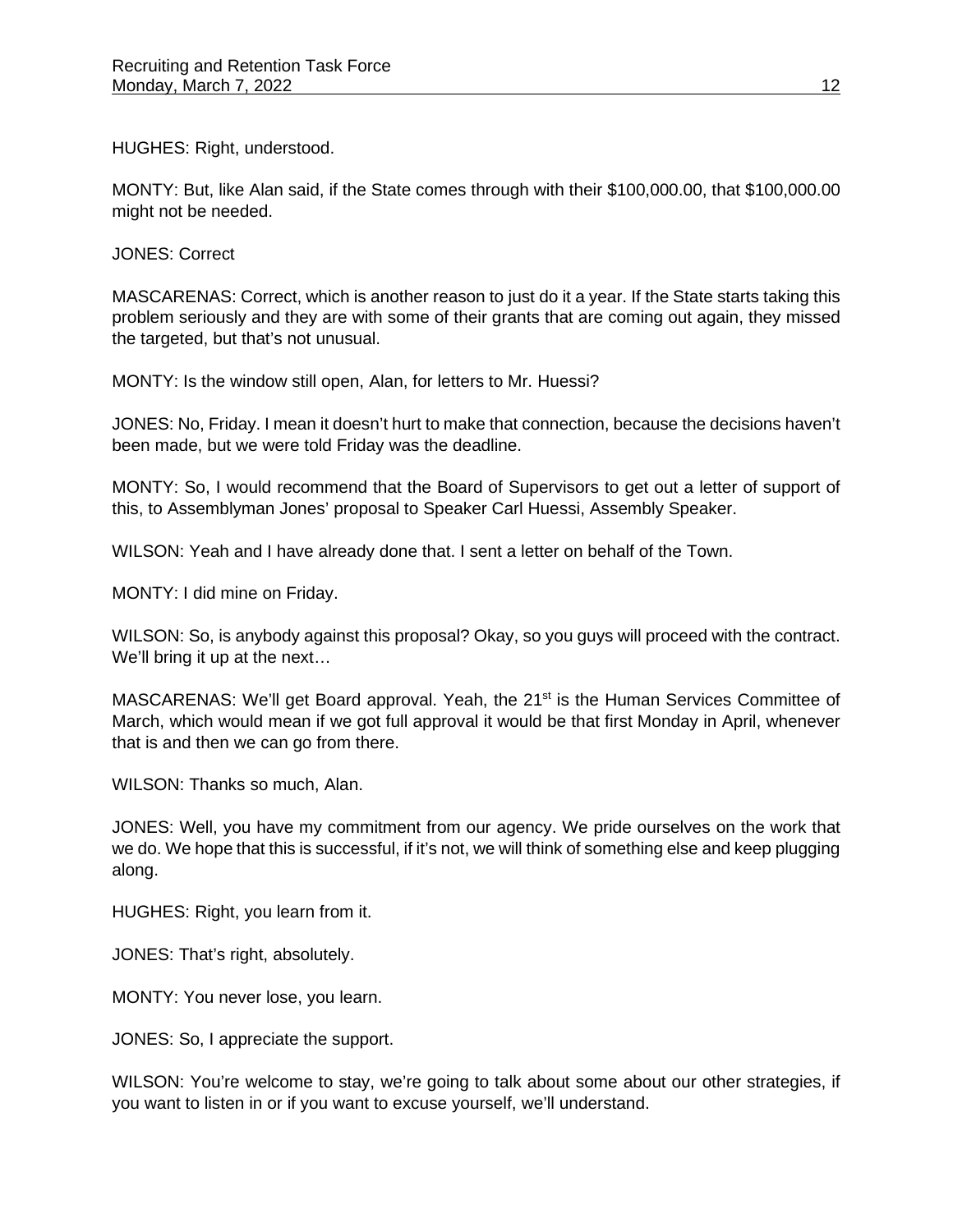HUGHES: Right, understood.

MONTY: But, like Alan said, if the State comes through with their $100,000.00, that $100,000.00 might not be needed.

JONES: Correct

MASCARENAS: Correct, which is another reason to just do it a year. If the State starts taking this problem seriously and they are with some of their grants that are coming out again, they missed the targeted, but that's not unusual.

MONTY: Is the window still open, Alan, for letters to Mr. Huessi?

JONES: No, Friday. I mean it doesn't hurt to make that connection, because the decisions haven't been made, but we were told Friday was the deadline.

MONTY: So, I would recommend that the Board of Supervisors to get out a letter of support of this, to Assemblyman Jones' proposal to Speaker Carl Huessi, Assembly Speaker.

WILSON: Yeah and I have already done that. I sent a letter on behalf of the Town.

MONTY: I did mine on Friday.

WILSON: So, is anybody against this proposal? Okay, so you guys will proceed with the contract. We'll bring it up at the next…

MASCARENAS: We'll get Board approval. Yeah, the 21st is the Human Services Committee of March, which would mean if we got full approval it would be that first Monday in April, whenever that is and then we can go from there.

WILSON: Thanks so much, Alan.

JONES: Well, you have my commitment from our agency. We pride ourselves on the work that we do. We hope that this is successful, if it's not, we will think of something else and keep plugging along.

HUGHES: Right, you learn from it.

JONES: That's right, absolutely.

MONTY: You never lose, you learn.

JONES: So, I appreciate the support.

WILSON: You're welcome to stay, we're going to talk about some about our other strategies, if you want to listen in or if you want to excuse yourself, we'll understand.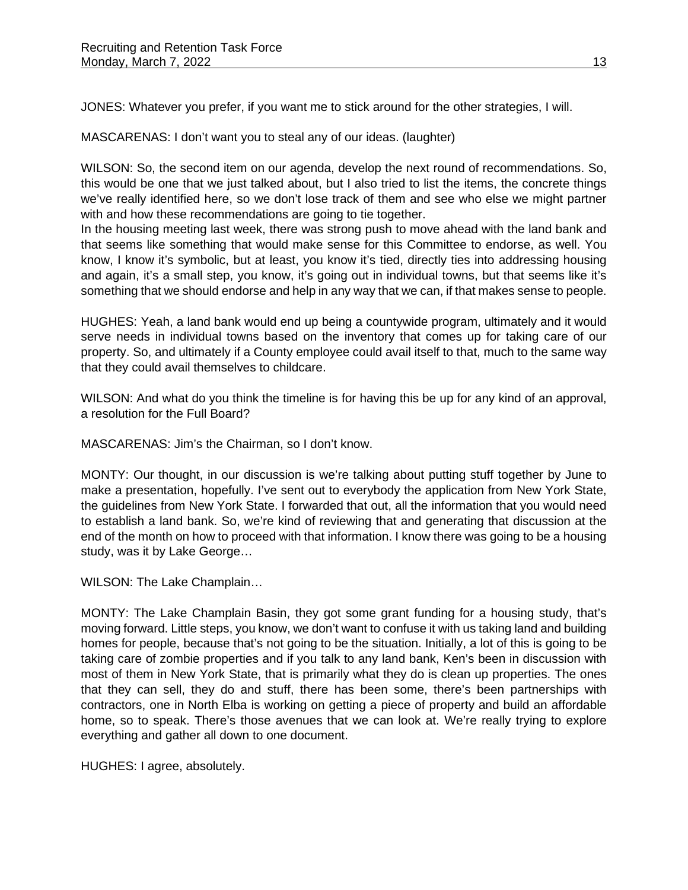JONES: Whatever you prefer, if you want me to stick around for the other strategies, I will.

MASCARENAS: I don't want you to steal any of our ideas. (laughter)

WILSON: So, the second item on our agenda, develop the next round of recommendations. So, this would be one that we just talked about, but I also tried to list the items, the concrete things we've really identified here, so we don't lose track of them and see who else we might partner with and how these recommendations are going to tie together.
In the housing meeting last week, there was strong push to move ahead with the land bank and that seems like something that would make sense for this Committee to endorse, as well. You know, I know it's symbolic, but at least, you know it's tied, directly ties into addressing housing and again, it's a small step, you know, it's going out in individual towns, but that seems like it's something that we should endorse and help in any way that we can, if that makes sense to people.

HUGHES: Yeah, a land bank would end up being a countywide program, ultimately and it would serve needs in individual towns based on the inventory that comes up for taking care of our property. So, and ultimately if a County employee could avail itself to that, much to the same way that they could avail themselves to childcare.

WILSON: And what do you think the timeline is for having this be up for any kind of an approval, a resolution for the Full Board?

MASCARENAS: Jim's the Chairman, so I don't know.

MONTY: Our thought, in our discussion is we're talking about putting stuff together by June to make a presentation, hopefully. I've sent out to everybody the application from New York State, the guidelines from New York State. I forwarded that out, all the information that you would need to establish a land bank. So, we're kind of reviewing that and generating that discussion at the end of the month on how to proceed with that information. I know there was going to be a housing study, was it by Lake George…

WILSON: The Lake Champlain…

MONTY: The Lake Champlain Basin, they got some grant funding for a housing study, that's moving forward. Little steps, you know, we don't want to confuse it with us taking land and building homes for people, because that's not going to be the situation. Initially, a lot of this is going to be taking care of zombie properties and if you talk to any land bank, Ken's been in discussion with most of them in New York State, that is primarily what they do is clean up properties. The ones that they can sell, they do and stuff, there has been some, there's been partnerships with contractors, one in North Elba is working on getting a piece of property and build an affordable home, so to speak. There's those avenues that we can look at. We're really trying to explore everything and gather all down to one document.

HUGHES: I agree, absolutely.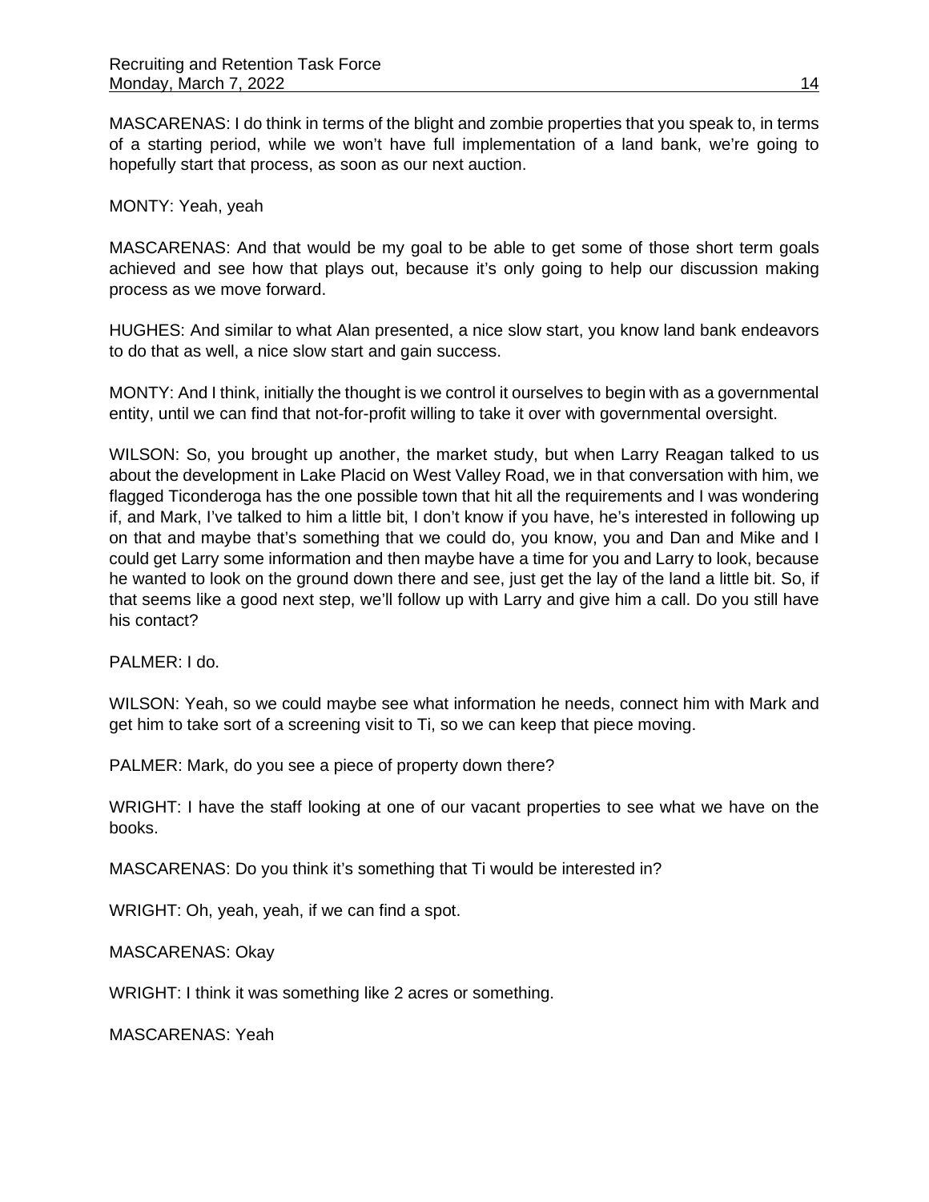MASCARENAS: I do think in terms of the blight and zombie properties that you speak to, in terms of a starting period, while we won't have full implementation of a land bank, we're going to hopefully start that process, as soon as our next auction.

MONTY: Yeah, yeah

MASCARENAS: And that would be my goal to be able to get some of those short term goals achieved and see how that plays out, because it's only going to help our discussion making process as we move forward.

HUGHES: And similar to what Alan presented, a nice slow start, you know land bank endeavors to do that as well, a nice slow start and gain success.

MONTY: And I think, initially the thought is we control it ourselves to begin with as a governmental entity, until we can find that not-for-profit willing to take it over with governmental oversight.

WILSON: So, you brought up another, the market study, but when Larry Reagan talked to us about the development in Lake Placid on West Valley Road, we in that conversation with him, we flagged Ticonderoga has the one possible town that hit all the requirements and I was wondering if, and Mark, I've talked to him a little bit, I don't know if you have, he's interested in following up on that and maybe that's something that we could do, you know, you and Dan and Mike and I could get Larry some information and then maybe have a time for you and Larry to look, because he wanted to look on the ground down there and see, just get the lay of the land a little bit. So, if that seems like a good next step, we'll follow up with Larry and give him a call. Do you still have his contact?

PALMER: I do.

WILSON: Yeah, so we could maybe see what information he needs, connect him with Mark and get him to take sort of a screening visit to Ti, so we can keep that piece moving.

PALMER: Mark, do you see a piece of property down there?

WRIGHT: I have the staff looking at one of our vacant properties to see what we have on the books.

MASCARENAS: Do you think it's something that Ti would be interested in?

WRIGHT: Oh, yeah, yeah, if we can find a spot.

MASCARENAS: Okay

WRIGHT: I think it was something like 2 acres or something.

MASCARENAS: Yeah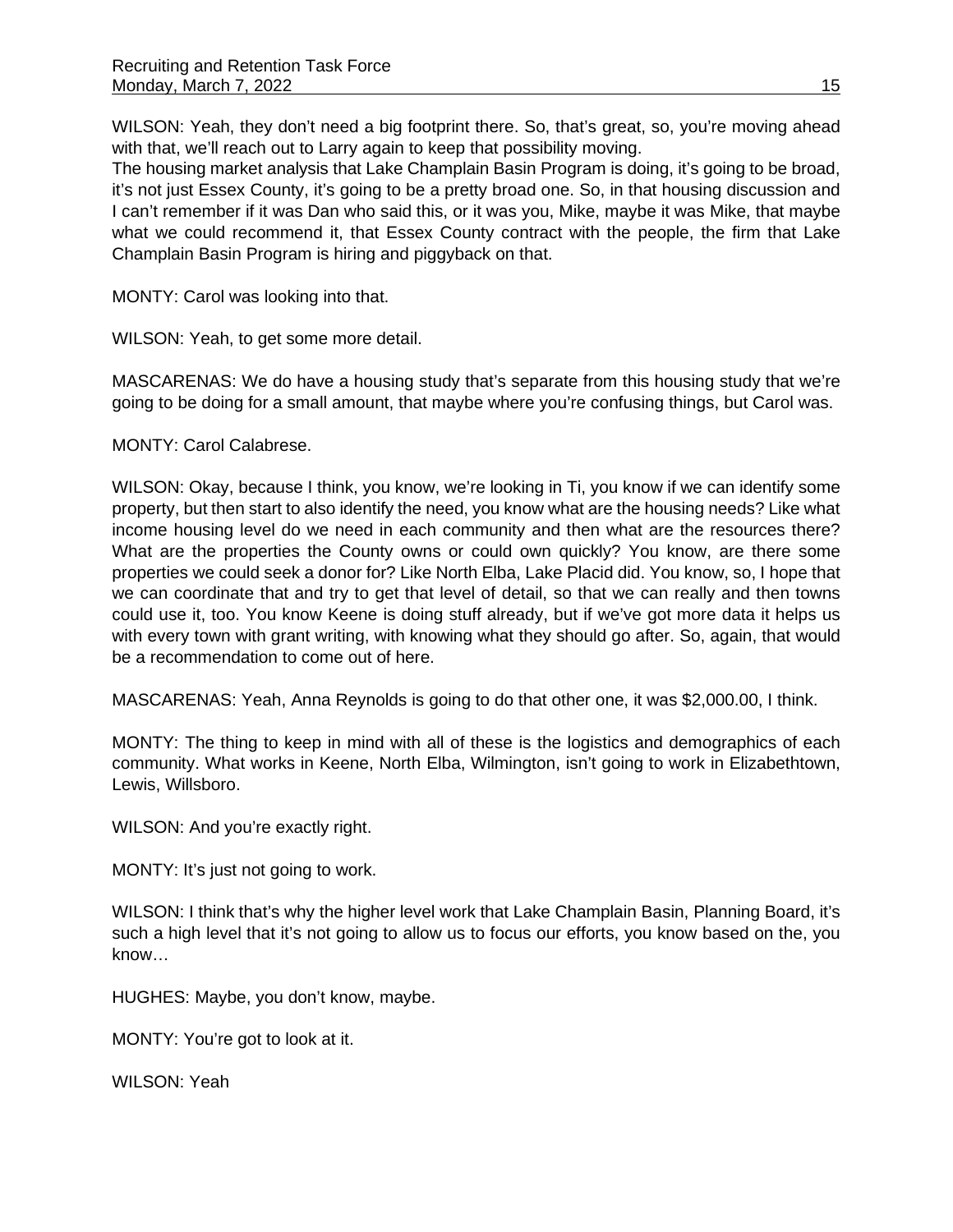WILSON: Yeah, they don't need a big footprint there. So, that's great, so, you're moving ahead with that, we'll reach out to Larry again to keep that possibility moving.
The housing market analysis that Lake Champlain Basin Program is doing, it's going to be broad, it's not just Essex County, it's going to be a pretty broad one. So, in that housing discussion and I can't remember if it was Dan who said this, or it was you, Mike, maybe it was Mike, that maybe what we could recommend it, that Essex County contract with the people, the firm that Lake Champlain Basin Program is hiring and piggyback on that.

MONTY: Carol was looking into that.

WILSON: Yeah, to get some more detail.

MASCARENAS: We do have a housing study that's separate from this housing study that we're going to be doing for a small amount, that maybe where you're confusing things, but Carol was.

MONTY: Carol Calabrese.

WILSON: Okay, because I think, you know, we're looking in Ti, you know if we can identify some property, but then start to also identify the need, you know what are the housing needs? Like what income housing level do we need in each community and then what are the resources there? What are the properties the County owns or could own quickly? You know, are there some properties we could seek a donor for? Like North Elba, Lake Placid did. You know, so, I hope that we can coordinate that and try to get that level of detail, so that we can really and then towns could use it, too. You know Keene is doing stuff already, but if we've got more data it helps us with every town with grant writing, with knowing what they should go after. So, again, that would be a recommendation to come out of here.

MASCARENAS: Yeah, Anna Reynolds is going to do that other one, it was $2,000.00, I think.

MONTY: The thing to keep in mind with all of these is the logistics and demographics of each community. What works in Keene, North Elba, Wilmington, isn't going to work in Elizabethtown, Lewis, Willsboro.

WILSON: And you're exactly right.

MONTY: It's just not going to work.

WILSON: I think that's why the higher level work that Lake Champlain Basin, Planning Board, it's such a high level that it's not going to allow us to focus our efforts, you know based on the, you know…

HUGHES: Maybe, you don't know, maybe.

MONTY: You're got to look at it.

WILSON: Yeah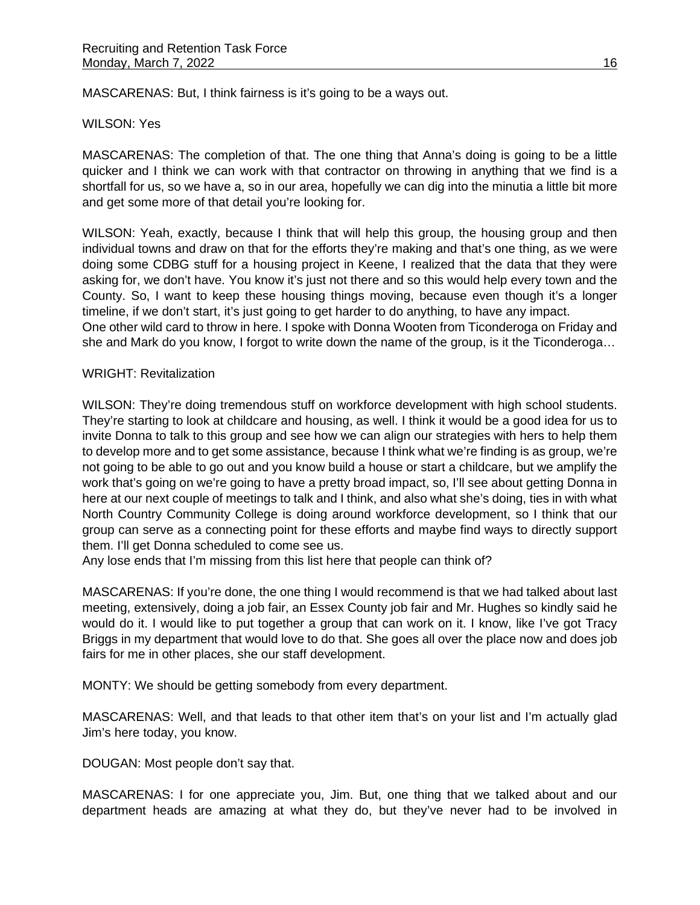MASCARENAS: But, I think fairness is it's going to be a ways out.

WILSON: Yes

MASCARENAS: The completion of that. The one thing that Anna's doing is going to be a little quicker and I think we can work with that contractor on throwing in anything that we find is a shortfall for us, so we have a, so in our area, hopefully we can dig into the minutia a little bit more and get some more of that detail you're looking for.

WILSON: Yeah, exactly, because I think that will help this group, the housing group and then individual towns and draw on that for the efforts they're making and that's one thing, as we were doing some CDBG stuff for a housing project in Keene, I realized that the data that they were asking for, we don't have. You know it's just not there and so this would help every town and the County. So, I want to keep these housing things moving, because even though it's a longer timeline, if we don't start, it's just going to get harder to do anything, to have any impact.
One other wild card to throw in here. I spoke with Donna Wooten from Ticonderoga on Friday and she and Mark do you know, I forgot to write down the name of the group, is it the Ticonderoga…

WRIGHT: Revitalization

WILSON: They're doing tremendous stuff on workforce development with high school students. They're starting to look at childcare and housing, as well. I think it would be a good idea for us to invite Donna to talk to this group and see how we can align our strategies with hers to help them to develop more and to get some assistance, because I think what we're finding is as group, we're not going to be able to go out and you know build a house or start a childcare, but we amplify the work that's going on we're going to have a pretty broad impact, so, I'll see about getting Donna in here at our next couple of meetings to talk and I think, and also what she's doing, ties in with what North Country Community College is doing around workforce development, so I think that our group can serve as a connecting point for these efforts and maybe find ways to directly support them. I'll get Donna scheduled to come see us.
Any lose ends that I'm missing from this list here that people can think of?

MASCARENAS: If you're done, the one thing I would recommend is that we had talked about last meeting, extensively, doing a job fair, an Essex County job fair and Mr. Hughes so kindly said he would do it. I would like to put together a group that can work on it. I know, like I've got Tracy Briggs in my department that would love to do that. She goes all over the place now and does job fairs for me in other places, she our staff development.

MONTY: We should be getting somebody from every department.

MASCARENAS: Well, and that leads to that other item that's on your list and I'm actually glad Jim's here today, you know.

DOUGAN: Most people don't say that.

MASCARENAS: I for one appreciate you, Jim. But, one thing that we talked about and our department heads are amazing at what they do, but they've never had to be involved in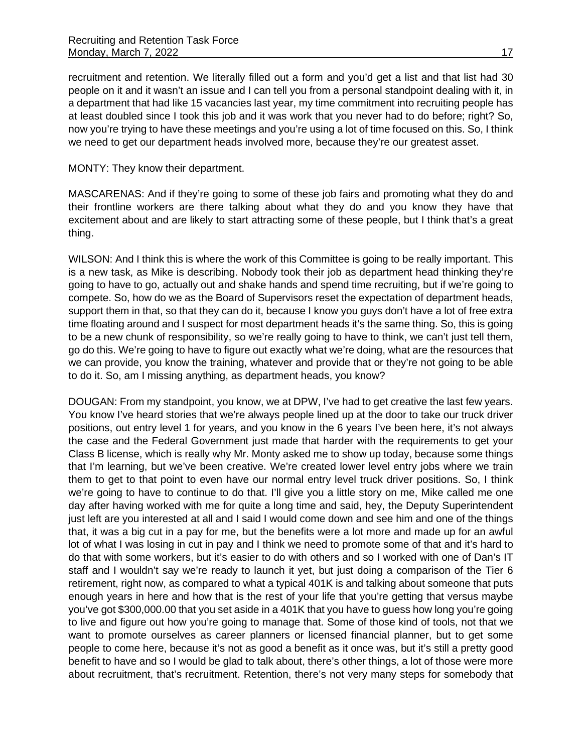recruitment and retention. We literally filled out a form and you'd get a list and that list had 30 people on it and it wasn't an issue and I can tell you from a personal standpoint dealing with it, in a department that had like 15 vacancies last year, my time commitment into recruiting people has at least doubled since I took this job and it was work that you never had to do before; right? So, now you're trying to have these meetings and you're using a lot of time focused on this. So, I think we need to get our department heads involved more, because they're our greatest asset.

MONTY: They know their department.

MASCARENAS: And if they're going to some of these job fairs and promoting what they do and their frontline workers are there talking about what they do and you know they have that excitement about and are likely to start attracting some of these people, but I think that's a great thing.

WILSON: And I think this is where the work of this Committee is going to be really important. This is a new task, as Mike is describing. Nobody took their job as department head thinking they're going to have to go, actually out and shake hands and spend time recruiting, but if we're going to compete. So, how do we as the Board of Supervisors reset the expectation of department heads, support them in that, so that they can do it, because I know you guys don't have a lot of free extra time floating around and I suspect for most department heads it's the same thing. So, this is going to be a new chunk of responsibility, so we're really going to have to think, we can't just tell them, go do this. We're going to have to figure out exactly what we're doing, what are the resources that we can provide, you know the training, whatever and provide that or they're not going to be able to do it. So, am I missing anything, as department heads, you know?

DOUGAN: From my standpoint, you know, we at DPW, I've had to get creative the last few years. You know I've heard stories that we're always people lined up at the door to take our truck driver positions, out entry level 1 for years, and you know in the 6 years I've been here, it's not always the case and the Federal Government just made that harder with the requirements to get your Class B license, which is really why Mr. Monty asked me to show up today, because some things that I'm learning, but we've been creative. We're created lower level entry jobs where we train them to get to that point to even have our normal entry level truck driver positions. So, I think we're going to have to continue to do that. I'll give you a little story on me, Mike called me one day after having worked with me for quite a long time and said, hey, the Deputy Superintendent just left are you interested at all and I said I would come down and see him and one of the things that, it was a big cut in a pay for me, but the benefits were a lot more and made up for an awful lot of what I was losing in cut in pay and I think we need to promote some of that and it's hard to do that with some workers, but it's easier to do with others and so I worked with one of Dan's IT staff and I wouldn't say we're ready to launch it yet, but just doing a comparison of the Tier 6 retirement, right now, as compared to what a typical 401K is and talking about someone that puts enough years in here and how that is the rest of your life that you're getting that versus maybe you've got $300,000.00 that you set aside in a 401K that you have to guess how long you're going to live and figure out how you're going to manage that. Some of those kind of tools, not that we want to promote ourselves as career planners or licensed financial planner, but to get some people to come here, because it's not as good a benefit as it once was, but it's still a pretty good benefit to have and so I would be glad to talk about, there's other things, a lot of those were more about recruitment, that's recruitment. Retention, there's not very many steps for somebody that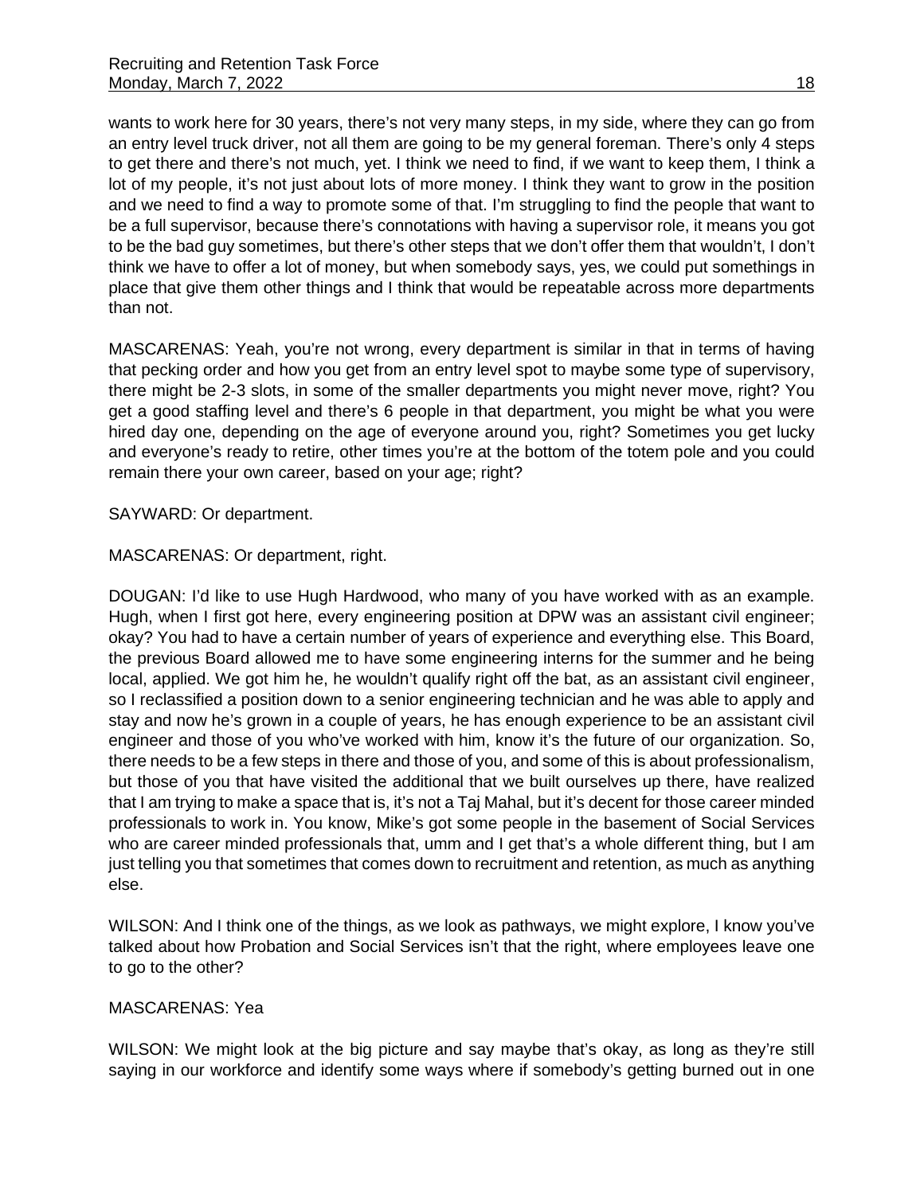wants to work here for 30 years, there's not very many steps, in my side, where they can go from an entry level truck driver, not all them are going to be my general foreman. There's only 4 steps to get there and there's not much, yet. I think we need to find, if we want to keep them, I think a lot of my people, it's not just about lots of more money. I think they want to grow in the position and we need to find a way to promote some of that. I'm struggling to find the people that want to be a full supervisor, because there's connotations with having a supervisor role, it means you got to be the bad guy sometimes, but there's other steps that we don't offer them that wouldn't, I don't think we have to offer a lot of money, but when somebody says, yes, we could put somethings in place that give them other things and I think that would be repeatable across more departments than not.

MASCARENAS: Yeah, you're not wrong, every department is similar in that in terms of having that pecking order and how you get from an entry level spot to maybe some type of supervisory, there might be 2-3 slots, in some of the smaller departments you might never move, right? You get a good staffing level and there's 6 people in that department, you might be what you were hired day one, depending on the age of everyone around you, right? Sometimes you get lucky and everyone's ready to retire, other times you're at the bottom of the totem pole and you could remain there your own career, based on your age; right?

SAYWARD: Or department.

MASCARENAS: Or department, right.

DOUGAN: I'd like to use Hugh Hardwood, who many of you have worked with as an example. Hugh, when I first got here, every engineering position at DPW was an assistant civil engineer; okay? You had to have a certain number of years of experience and everything else. This Board, the previous Board allowed me to have some engineering interns for the summer and he being local, applied. We got him he, he wouldn't qualify right off the bat, as an assistant civil engineer, so I reclassified a position down to a senior engineering technician and he was able to apply and stay and now he's grown in a couple of years, he has enough experience to be an assistant civil engineer and those of you who've worked with him, know it's the future of our organization. So, there needs to be a few steps in there and those of you, and some of this is about professionalism, but those of you that have visited the additional that we built ourselves up there, have realized that I am trying to make a space that is, it's not a Taj Mahal, but it's decent for those career minded professionals to work in. You know, Mike's got some people in the basement of Social Services who are career minded professionals that, umm and I get that's a whole different thing, but I am just telling you that sometimes that comes down to recruitment and retention, as much as anything else.

WILSON: And I think one of the things, as we look as pathways, we might explore, I know you've talked about how Probation and Social Services isn't that the right, where employees leave one to go to the other?

MASCARENAS: Yea

WILSON: We might look at the big picture and say maybe that's okay, as long as they're still saying in our workforce and identify some ways where if somebody's getting burned out in one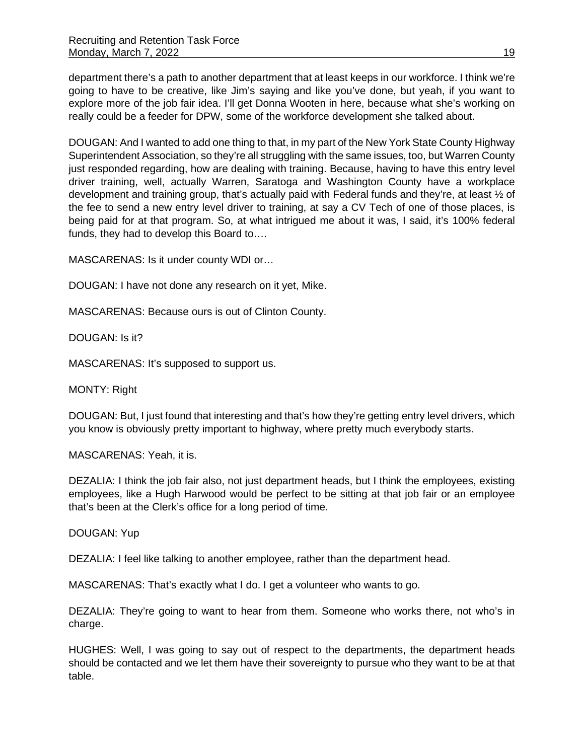department there's a path to another department that at least keeps in our workforce. I think we're going to have to be creative, like Jim's saying and like you've done, but yeah, if you want to explore more of the job fair idea. I'll get Donna Wooten in here, because what she's working on really could be a feeder for DPW, some of the workforce development she talked about.

DOUGAN: And I wanted to add one thing to that, in my part of the New York State County Highway Superintendent Association, so they're all struggling with the same issues, too, but Warren County just responded regarding, how are dealing with training. Because, having to have this entry level driver training, well, actually Warren, Saratoga and Washington County have a workplace development and training group, that's actually paid with Federal funds and they're, at least ½ of the fee to send a new entry level driver to training, at say a CV Tech of one of those places, is being paid for at that program. So, at what intrigued me about it was, I said, it's 100% federal funds, they had to develop this Board to….

MASCARENAS: Is it under county WDI or…

DOUGAN: I have not done any research on it yet, Mike.

MASCARENAS: Because ours is out of Clinton County.

DOUGAN: Is it?

MASCARENAS: It's supposed to support us.

MONTY: Right

DOUGAN: But, I just found that interesting and that's how they're getting entry level drivers, which you know is obviously pretty important to highway, where pretty much everybody starts.

MASCARENAS: Yeah, it is.

DEZALIA: I think the job fair also, not just department heads, but I think the employees, existing employees, like a Hugh Harwood would be perfect to be sitting at that job fair or an employee that's been at the Clerk's office for a long period of time.

DOUGAN: Yup

DEZALIA: I feel like talking to another employee, rather than the department head.

MASCARENAS: That's exactly what I do. I get a volunteer who wants to go.

DEZALIA: They're going to want to hear from them. Someone who works there, not who's in charge.

HUGHES: Well, I was going to say out of respect to the departments, the department heads should be contacted and we let them have their sovereignty to pursue who they want to be at that table.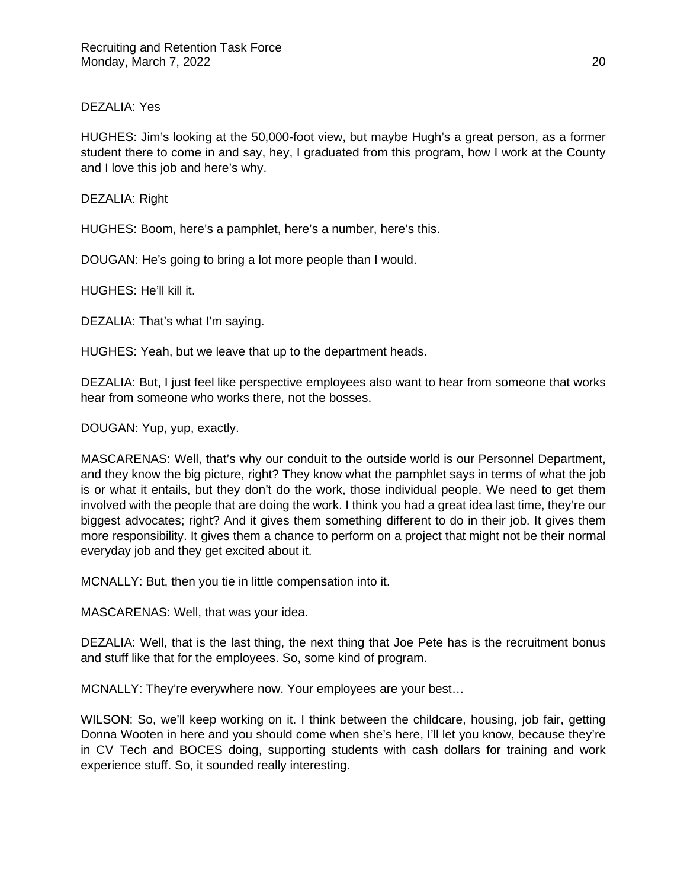DEZALIA: Yes

HUGHES: Jim's looking at the 50,000-foot view, but maybe Hugh's a great person, as a former student there to come in and say, hey, I graduated from this program, how I work at the County and I love this job and here's why.

DEZALIA: Right

HUGHES: Boom, here's a pamphlet, here's a number, here's this.

DOUGAN: He's going to bring a lot more people than I would.

HUGHES: He'll kill it.

DEZALIA: That's what I'm saying.

HUGHES: Yeah, but we leave that up to the department heads.

DEZALIA: But, I just feel like perspective employees also want to hear from someone that works hear from someone who works there, not the bosses.

DOUGAN: Yup, yup, exactly.

MASCARENAS: Well, that's why our conduit to the outside world is our Personnel Department, and they know the big picture, right? They know what the pamphlet says in terms of what the job is or what it entails, but they don't do the work, those individual people. We need to get them involved with the people that are doing the work. I think you had a great idea last time, they're our biggest advocates; right? And it gives them something different to do in their job. It gives them more responsibility. It gives them a chance to perform on a project that might not be their normal everyday job and they get excited about it.

MCNALLY: But, then you tie in little compensation into it.

MASCARENAS: Well, that was your idea.

DEZALIA: Well, that is the last thing, the next thing that Joe Pete has is the recruitment bonus and stuff like that for the employees. So, some kind of program.

MCNALLY: They're everywhere now. Your employees are your best…

WILSON: So, we'll keep working on it. I think between the childcare, housing, job fair, getting Donna Wooten in here and you should come when she's here, I'll let you know, because they're in CV Tech and BOCES doing, supporting students with cash dollars for training and work experience stuff. So, it sounded really interesting.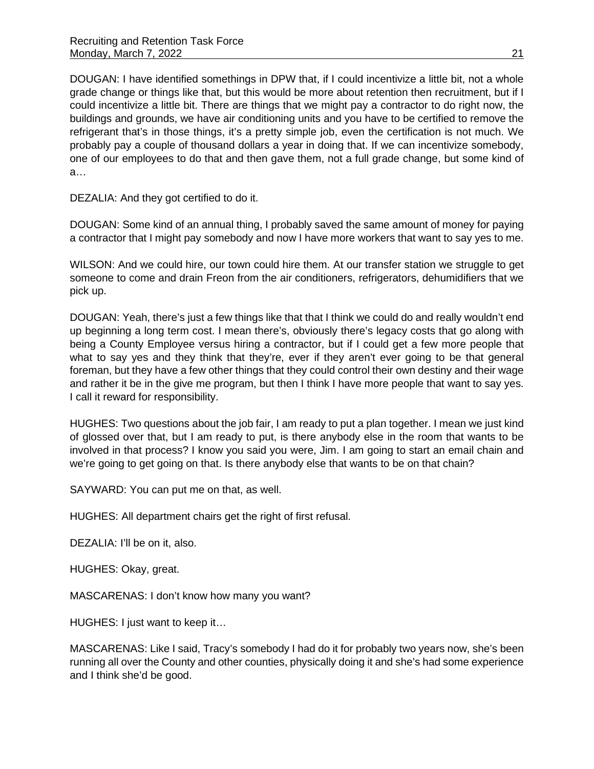DOUGAN: I have identified somethings in DPW that, if I could incentivize a little bit, not a whole grade change or things like that, but this would be more about retention then recruitment, but if I could incentivize a little bit. There are things that we might pay a contractor to do right now, the buildings and grounds, we have air conditioning units and you have to be certified to remove the refrigerant that's in those things, it's a pretty simple job, even the certification is not much. We probably pay a couple of thousand dollars a year in doing that. If we can incentivize somebody, one of our employees to do that and then gave them, not a full grade change, but some kind of a…

DEZALIA: And they got certified to do it.

DOUGAN: Some kind of an annual thing, I probably saved the same amount of money for paying a contractor that I might pay somebody and now I have more workers that want to say yes to me.

WILSON: And we could hire, our town could hire them. At our transfer station we struggle to get someone to come and drain Freon from the air conditioners, refrigerators, dehumidifiers that we pick up.

DOUGAN: Yeah, there's just a few things like that that I think we could do and really wouldn't end up beginning a long term cost. I mean there's, obviously there's legacy costs that go along with being a County Employee versus hiring a contractor, but if I could get a few more people that what to say yes and they think that they're, ever if they aren't ever going to be that general foreman, but they have a few other things that they could control their own destiny and their wage and rather it be in the give me program, but then I think I have more people that want to say yes. I call it reward for responsibility.

HUGHES: Two questions about the job fair, I am ready to put a plan together. I mean we just kind of glossed over that, but I am ready to put, is there anybody else in the room that wants to be involved in that process? I know you said you were, Jim. I am going to start an email chain and we're going to get going on that. Is there anybody else that wants to be on that chain?

SAYWARD: You can put me on that, as well.

HUGHES: All department chairs get the right of first refusal.

DEZALIA: I'll be on it, also.

HUGHES: Okay, great.

MASCARENAS: I don't know how many you want?

HUGHES: I just want to keep it…

MASCARENAS: Like I said, Tracy's somebody I had do it for probably two years now, she's been running all over the County and other counties, physically doing it and she's had some experience and I think she'd be good.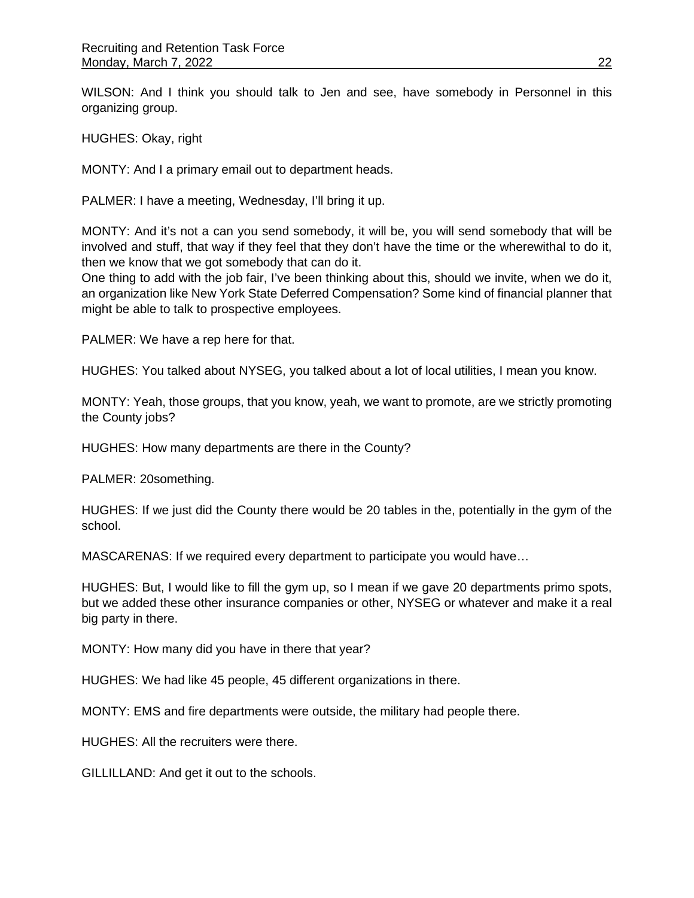WILSON: And I think you should talk to Jen and see, have somebody in Personnel in this organizing group.

HUGHES: Okay, right

MONTY: And I a primary email out to department heads.

PALMER: I have a meeting, Wednesday, I'll bring it up.

MONTY: And it's not a can you send somebody, it will be, you will send somebody that will be involved and stuff, that way if they feel that they don't have the time or the wherewithal to do it, then we know that we got somebody that can do it.
One thing to add with the job fair, I've been thinking about this, should we invite, when we do it, an organization like New York State Deferred Compensation? Some kind of financial planner that might be able to talk to prospective employees.

PALMER: We have a rep here for that.

HUGHES: You talked about NYSEG, you talked about a lot of local utilities, I mean you know.

MONTY: Yeah, those groups, that you know, yeah, we want to promote, are we strictly promoting the County jobs?

HUGHES: How many departments are there in the County?

PALMER: 20something.

HUGHES: If we just did the County there would be 20 tables in the, potentially in the gym of the school.

MASCARENAS: If we required every department to participate you would have…

HUGHES: But, I would like to fill the gym up, so I mean if we gave 20 departments primo spots, but we added these other insurance companies or other, NYSEG or whatever and make it a real big party in there.

MONTY: How many did you have in there that year?

HUGHES: We had like 45 people, 45 different organizations in there.

MONTY: EMS and fire departments were outside, the military had people there.

HUGHES: All the recruiters were there.

GILLILLAND: And get it out to the schools.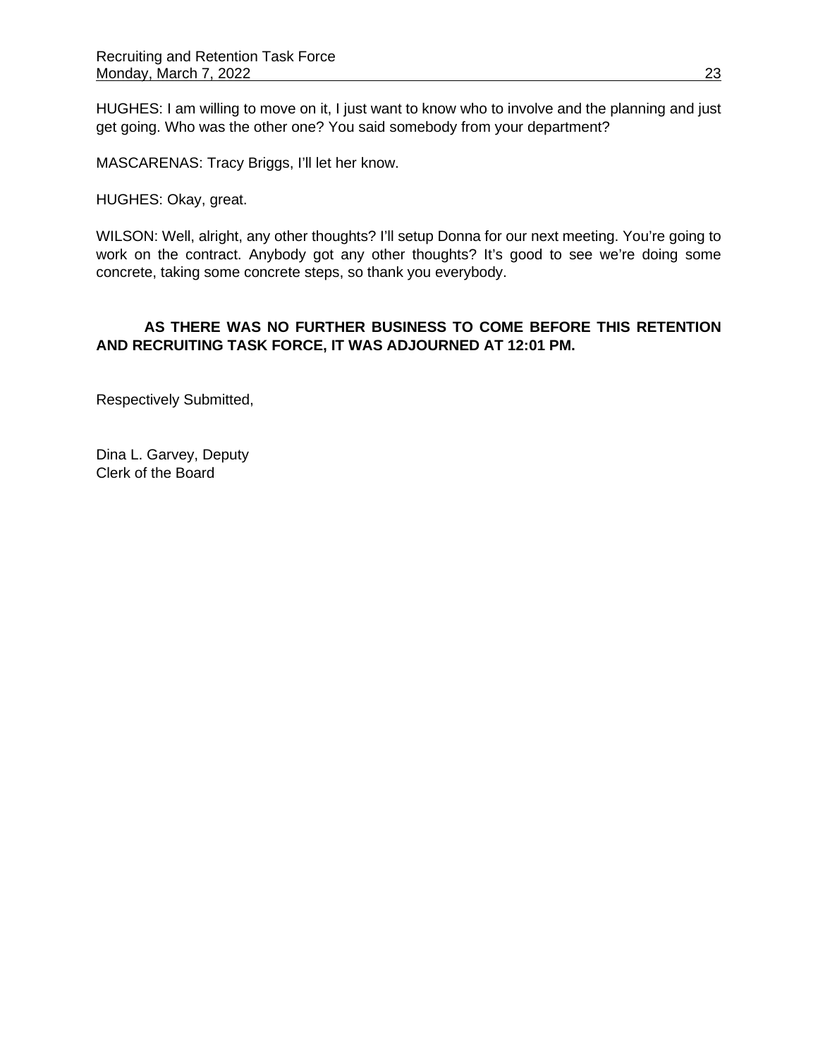HUGHES: I am willing to move on it, I just want to know who to involve and the planning and just get going. Who was the other one? You said somebody from your department?

MASCARENAS: Tracy Briggs, I'll let her know.

HUGHES: Okay, great.

WILSON: Well, alright, any other thoughts? I'll setup Donna for our next meeting. You're going to work on the contract. Anybody got any other thoughts? It's good to see we're doing some concrete, taking some concrete steps, so thank you everybody.

**AS THERE WAS NO FURTHER BUSINESS TO COME BEFORE THIS RETENTION AND RECRUITING TASK FORCE, IT WAS ADJOURNED AT 12:01 PM.**

Respectively Submitted,

Dina L. Garvey, Deputy
Clerk of the Board